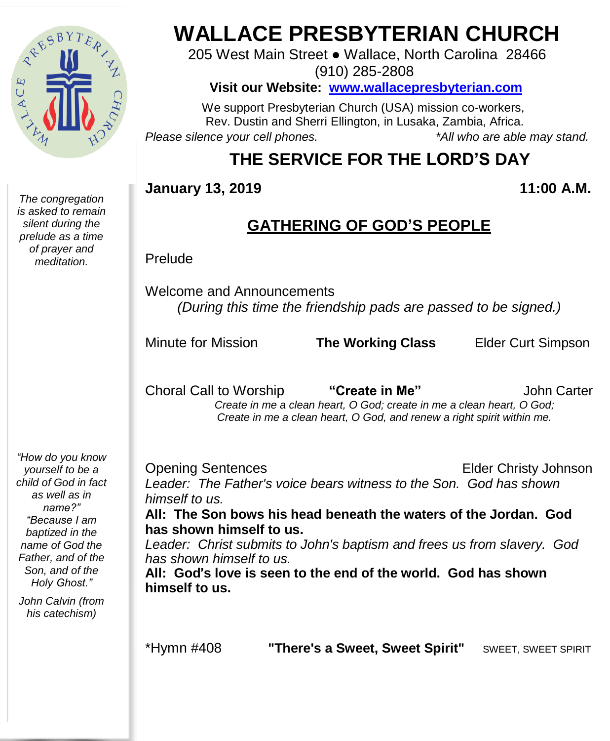# WALLACE PRESBYTERIAN CHURCH

205 West Main Street ● Wallace, North Carolina 28466
(910) 285-2808

**Visit our Website: [www.wallacepresbyterian.com](http://www.wallacepresbyterian.com)**

We support Presbyterian Church (USA) mission co-workers,
Rev. Dustin and Sherri Ellington, in Lusaka, Zambia, Africa.

*Please silence your cell phones.* *\*All who are able may stand.*

## THE SERVICE FOR THE LORD'S DAY

**January 13, 2019** **11:00 A.M.**

### GATHERING OF GOD'S PEOPLE

*The congregation is asked to remain silent during the prelude as a time of prayer and meditation.*

Prelude

Welcome and Announcements
*(During this time the friendship pads are passed to be signed.)*

Minute for Mission **The Working Class** Elder Curt Simpson

Choral Call to Worship **"Create in Me"** John Carter
*Create in me a clean heart, O God; create in me a clean heart, O God;*
*Create in me a clean heart, O God, and renew a right spirit within me.*

*"How do you know yourself to be a child of God in fact as well as in name?" "Because I am baptized in the name of God the Father, and of the Son, and of the Holy Ghost."*

*John Calvin (from his catechism)*

Opening Sentences Elder Christy Johnson
*Leader: The Father's voice bears witness to the Son. God has shown himself to us.*
**All: The Son bows his head beneath the waters of the Jordan. God has shown himself to us.**
*Leader: Christ submits to John's baptism and frees us from slavery. God has shown himself to us.*
**All: God's love is seen to the end of the world. God has shown himself to us.**

\*Hymn #408 **"There's a Sweet, Sweet Spirit"** SWEET, SWEET SPIRIT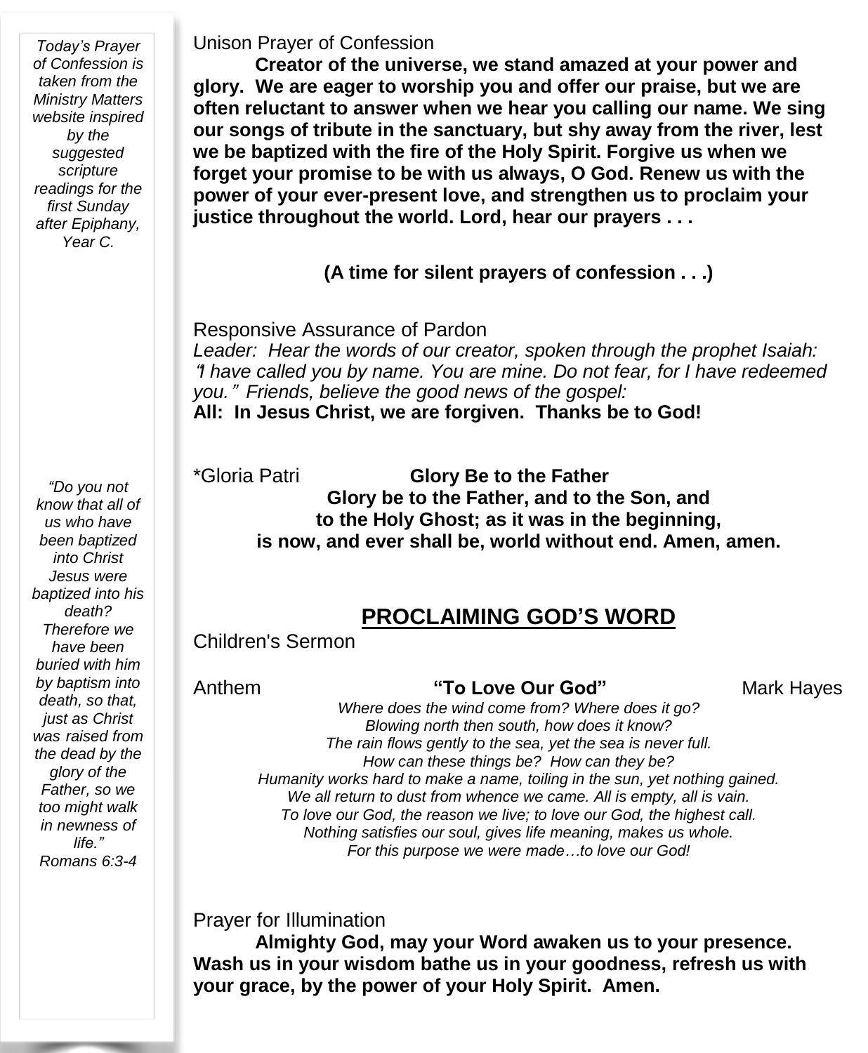*Today's Prayer of Confession is taken from the Ministry Matters website inspired by the suggested scripture readings for the first Sunday after Epiphany, Year C.*

Unison Prayer of Confession

**Creator of the universe, we stand amazed at your power and glory. We are eager to worship you and offer our praise, but we are often reluctant to answer when we hear you calling our name. We sing our songs of tribute in the sanctuary, but shy away from the river, lest we be baptized with the fire of the Holy Spirit. Forgive us when we forget your promise to be with us always, O God. Renew us with the power of your ever-present love, and strengthen us to proclaim your justice throughout the world. Lord, hear our prayers . . .**

**(A time for silent prayers of confession . . .)**

Responsive Assurance of Pardon

*Leader: Hear the words of our creator, spoken through the prophet Isaiah: "I have called you by name. You are mine. Do not fear, for I have redeemed you." Friends, believe the good news of the gospel:*

**All: In Jesus Christ, we are forgiven. Thanks be to God!**

*"Do you not know that all of us who have been baptized into Christ Jesus were baptized into his death? Therefore we have been buried with him by baptism into death, so that, just as Christ was raised from the dead by the glory of the Father, so we too might walk in newness of life."*
*Romans 6:3-4*

*Gloria Patri **Glory Be to the Father**

**Glory be to the Father, and to the Son, and**
**to the Holy Ghost; as it was in the beginning,**
**is now, and ever shall be, world without end. Amen, amen.**

## PROCLAIMING GOD'S WORD

Children's Sermon

Anthem **"To Love Our God"** Mark Hayes

*Where does the wind come from? Where does it go?*
*Blowing north then south, how does it know?*
*The rain flows gently to the sea, yet the sea is never full.*
*How can these things be? How can they be?*
*Humanity works hard to make a name, toiling in the sun, yet nothing gained.*
*We all return to dust from whence we came. All is empty, all is vain.*
*To love our God, the reason we live; to love our God, the highest call.*
*Nothing satisfies our soul, gives life meaning, makes us whole.*
*For this purpose we were made…to love our God!*

Prayer for Illumination

**Almighty God, may your Word awaken us to your presence. Wash us in your wisdom bathe us in your goodness, refresh us with your grace, by the power of your Holy Spirit. Amen.**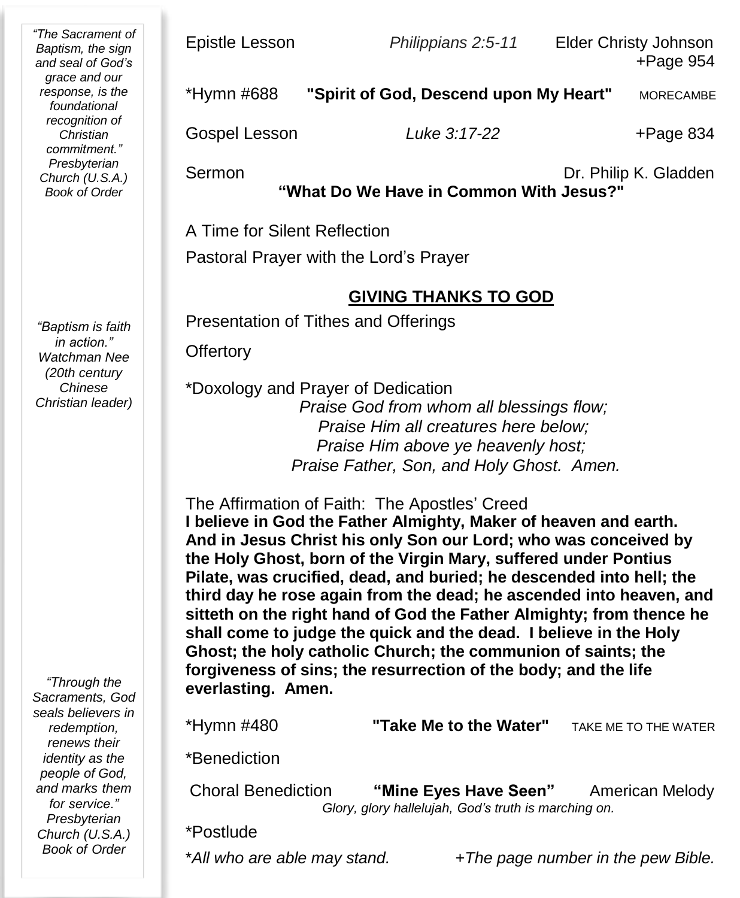Epistle Lesson *Philippians 2:5-11* Elder Christy Johnson +Page 954

*Hymn #688 **"Spirit of God, Descend upon My Heart"** MORECAMBE

Gospel Lesson *Luke 3:17-22* +Page 834

Sermon Dr. Philip K. Gladden
**"What Do We Have in Common With Jesus?"**

A Time for Silent Reflection

Pastoral Prayer with the Lord's Prayer

## GIVING THANKS TO GOD

Presentation of Tithes and Offerings

Offertory

*Doxology and Prayer of Dedication

*Praise God from whom all blessings flow;*
*Praise Him all creatures here below;*
*Praise Him above ye heavenly host;*
*Praise Father, Son, and Holy Ghost. Amen.*

The Affirmation of Faith: The Apostles' Creed
**I believe in God the Father Almighty, Maker of heaven and earth. And in Jesus Christ his only Son our Lord; who was conceived by the Holy Ghost, born of the Virgin Mary, suffered under Pontius Pilate, was crucified, dead, and buried; he descended into hell; the third day he rose again from the dead; he ascended into heaven, and sitteth on the right hand of God the Father Almighty; from thence he shall come to judge the quick and the dead. I believe in the Holy Ghost; the holy catholic Church; the communion of saints; the forgiveness of sins; the resurrection of the body; and the life everlasting. Amen.**

*Hymn #480 **"Take Me to the Water"** TAKE ME TO THE WATER

*Benediction

Choral Benediction **"Mine Eyes Have Seen"** American Melody
*Glory, glory hallelujah, God's truth is marching on.*

*Postlude

**All who are able may stand.* *+The page number in the pew Bible.*

*"The Sacrament of Baptism, the sign and seal of God's grace and our response, is the foundational recognition of Christian commitment." Presbyterian Church (U.S.A.) Book of Order*

*"Baptism is faith in action." Watchman Nee (20th century Chinese Christian leader)*

*"Through the Sacraments, God seals believers in redemption, renews their identity as the people of God, and marks them for service." Presbyterian Church (U.S.A.) Book of Order*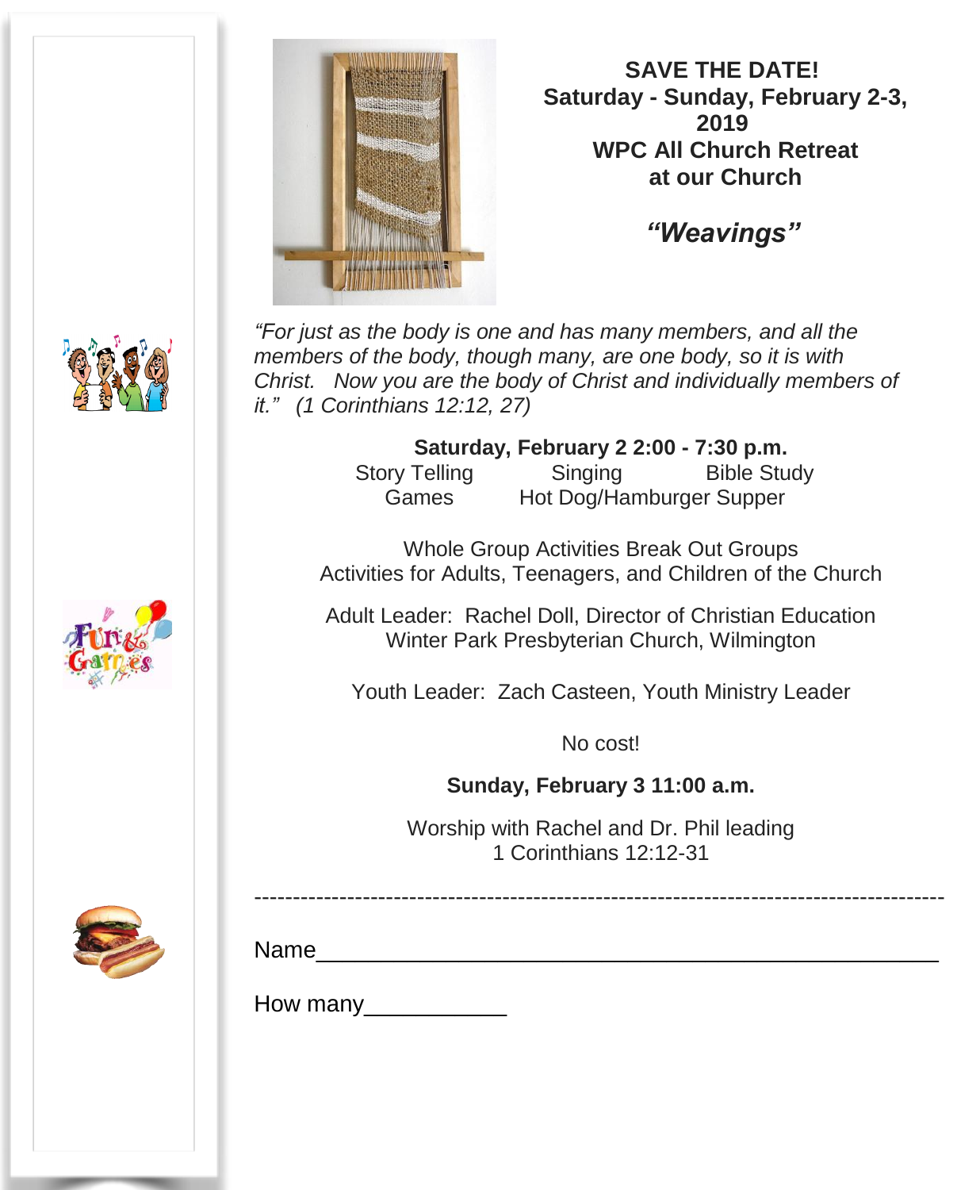**SAVE THE DATE!**
**Saturday - Sunday, February 2-3, 2019**
**WPC All Church Retreat**
**at our Church**

***"Weavings"***

*"For just as the body is one and has many members, and all the members of the body, though many, are one body, so it is with Christ. Now you are the body of Christ and individually members of it." (1 Corinthians 12:12, 27)*

**Saturday, February 2 2:00 - 7:30 p.m.**

Story Telling Singing Bible Study
Games Hot Dog/Hamburger Supper

Whole Group Activities Break Out Groups
Activities for Adults, Teenagers, and Children of the Church

Adult Leader: Rachel Doll, Director of Christian Education
Winter Park Presbyterian Church, Wilmington

Youth Leader: Zach Casteen, Youth Ministry Leader

No cost!

**Sunday, February 3 11:00 a.m.**

Worship with Rachel and Dr. Phil leading
1 Corinthians 12:12-31

---

Name________________________________________________

How many___________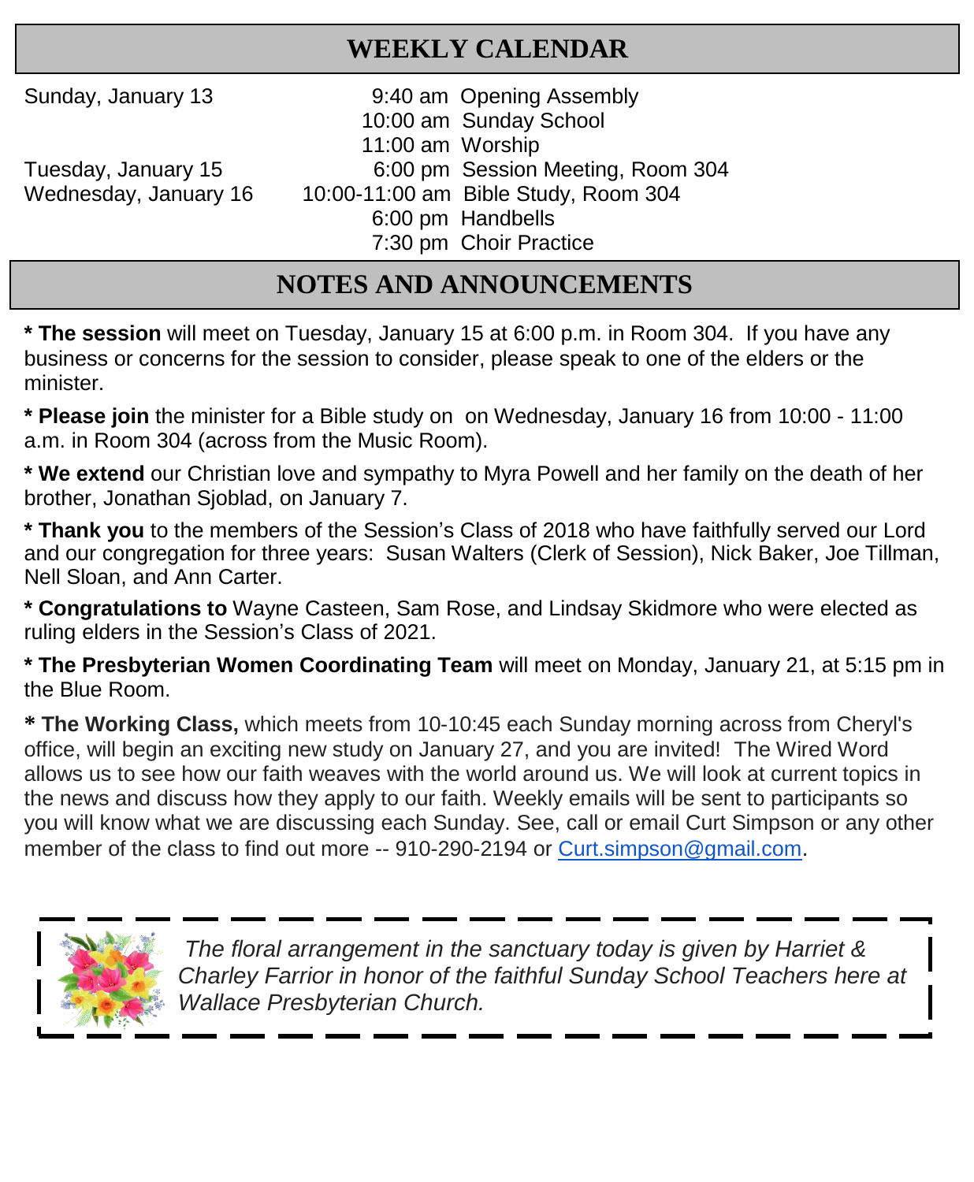## WEEKLY CALENDAR

| | | |
|---|---|---|
| Sunday, January 13 | 9:40 am | Opening Assembly |
| | 10:00 am | Sunday School |
| | 11:00 am | Worship |
| Tuesday, January 15 | 6:00 pm | Session Meeting, Room 304 |
| Wednesday, January 16 | 10:00-11:00 am | Bible Study, Room 304 |
| | 6:00 pm | Handbells |
| | 7:30 pm | Choir Practice |

## NOTES AND ANNOUNCEMENTS

* **The session** will meet on Tuesday, January 15 at 6:00 p.m. in Room 304. If you have any business or concerns for the session to consider, please speak to one of the elders or the minister.

* **Please join** the minister for a Bible study on on Wednesday, January 16 from 10:00 - 11:00 a.m. in Room 304 (across from the Music Room).

* **We extend** our Christian love and sympathy to Myra Powell and her family on the death of her brother, Jonathan Sjoblad, on January 7.

* **Thank you** to the members of the Session's Class of 2018 who have faithfully served our Lord and our congregation for three years: Susan Walters (Clerk of Session), Nick Baker, Joe Tillman, Nell Sloan, and Ann Carter.

* **Congratulations to** Wayne Casteen, Sam Rose, and Lindsay Skidmore who were elected as ruling elders in the Session's Class of 2021.

* **The Presbyterian Women Coordinating Team** will meet on Monday, January 21, at 5:15 pm in the Blue Room.

* **The Working Class,** which meets from 10-10:45 each Sunday morning across from Cheryl's office, will begin an exciting new study on January 27, and you are invited! The Wired Word allows us to see how our faith weaves with the world around us. We will look at current topics in the news and discuss how they apply to our faith. Weekly emails will be sent to participants so you will know what we are discussing each Sunday. See, call or email Curt Simpson or any other member of the class to find out more -- 910-290-2194 or Curt.simpson@gmail.com.

*The floral arrangement in the sanctuary today is given by Harriet & Charley Farrior in honor of the faithful Sunday School Teachers here at Wallace Presbyterian Church.*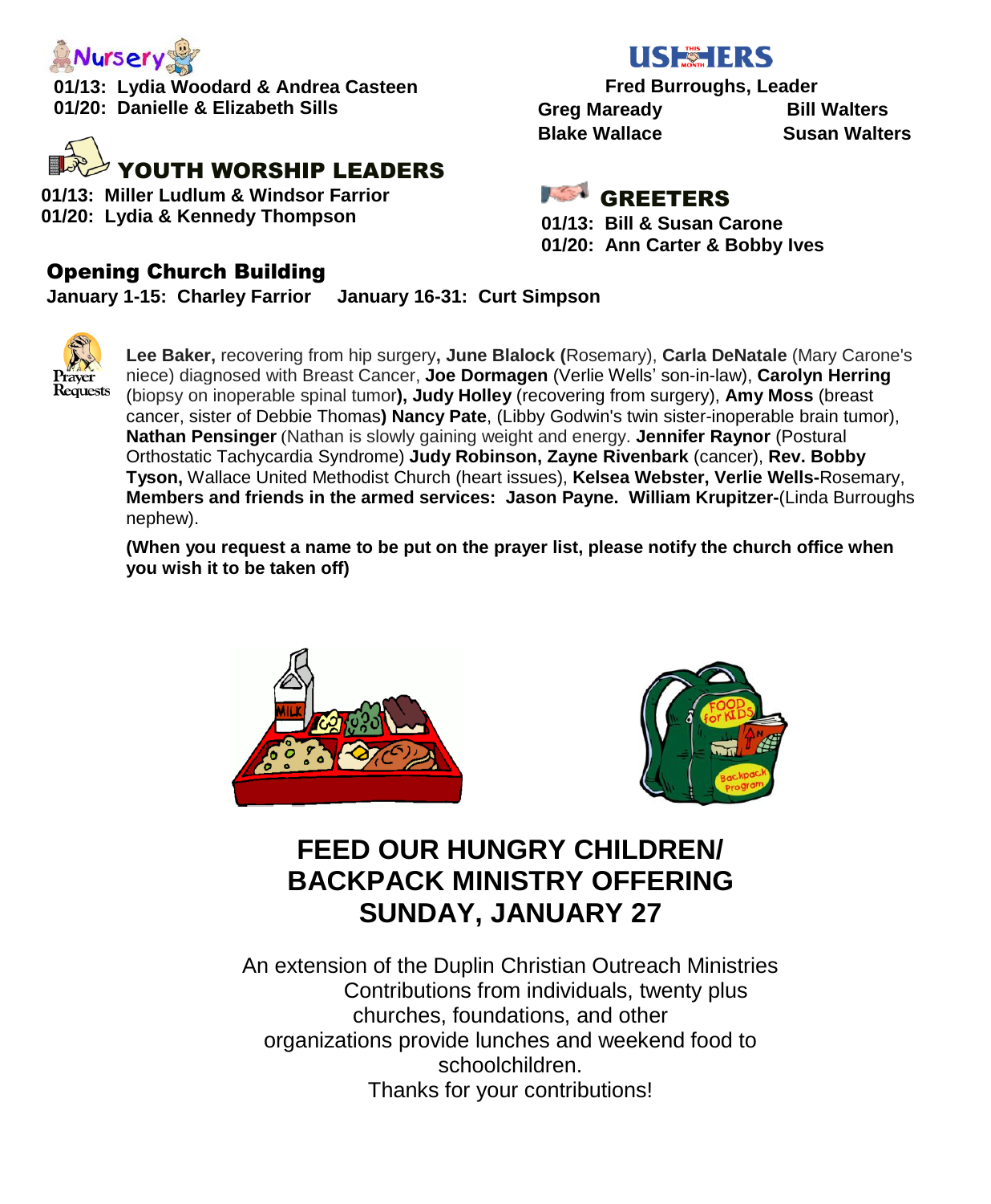## Nursery

**01/13: Lydia Woodard & Andrea Casteen**
**01/20: Danielle & Elizabeth Sills**

## YOUTH WORSHIP LEADERS

**01/13: Miller Ludlum & Windsor Farrior**
**01/20: Lydia & Kennedy Thompson**

## USHERS

**Fred Burroughs, Leader**

**Greg Maready** **Bill Walters**
**Blake Wallace** **Susan Walters**

## GREETERS

**01/13: Bill & Susan Carone**
**01/20: Ann Carter & Bobby Ives**

## Opening Church Building

**January 1-15: Charley Farrior January 16-31: Curt Simpson**

## Prayer Requests

**Lee Baker,** recovering from hip surgery**, June Blalock (**Rosemary), **Carla DeNatale** (Mary Carone's niece) diagnosed with Breast Cancer, **Joe Dormagen** (Verlie Wells' son-in-law), **Carolyn Herring** (biopsy on inoperable spinal tumor**), Judy Holley** (recovering from surgery), **Amy Moss** (breast cancer, sister of Debbie Thomas**) Nancy Pate**, (Libby Godwin's twin sister-inoperable brain tumor), **Nathan Pensinger** (Nathan is slowly gaining weight and energy. **Jennifer Raynor** (Postural Orthostatic Tachycardia Syndrome) **Judy Robinson, Zayne Rivenbark** (cancer), **Rev. Bobby Tyson,** Wallace United Methodist Church (heart issues), **Kelsea Webster, Verlie Wells-**Rosemary, **Members and friends in the armed services: Jason Payne. William Krupitzer-**(Linda Burroughs nephew).

**(When you request a name to be put on the prayer list, please notify the church office when you wish it to be taken off)**

# FEED OUR HUNGRY CHILDREN/ BACKPACK MINISTRY OFFERING SUNDAY, JANUARY 27

An extension of the Duplin Christian Outreach Ministries
Contributions from individuals, twenty plus churches, foundations, and other organizations provide lunches and weekend food to schoolchildren.
Thanks for your contributions!